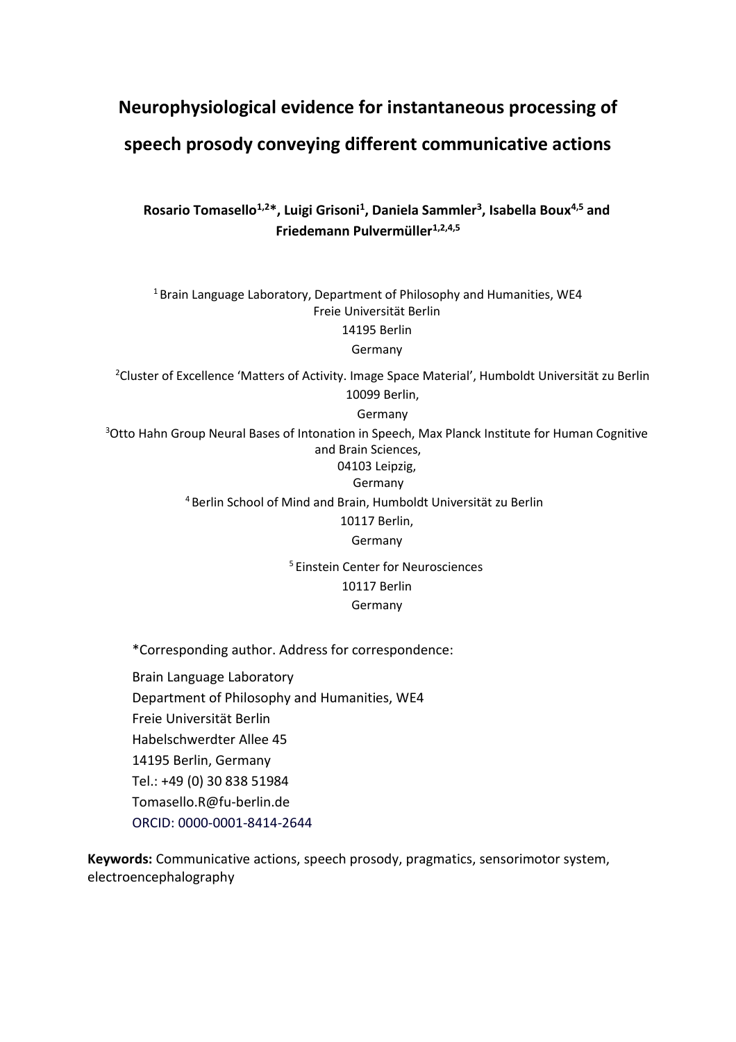# Neurophysiological evidence for instantaneous processing of speech prosody conveying different communicative actions

**Rosario Tomasello[1,2]*, Luigi Grisoni[1], Daniela Sammler[3], Isabella Boux[4,5] and Friedemann Pulvermüller[1,2,4,5]**

[1] Brain Language Laboratory, Department of Philosophy and Humanities, WE4
Freie Universität Berlin
14195 Berlin
Germany

[2]Cluster of Excellence 'Matters of Activity. Image Space Material', Humboldt Universität zu Berlin
10099 Berlin,
Germany

[3]Otto Hahn Group Neural Bases of Intonation in Speech, Max Planck Institute for Human Cognitive and Brain Sciences,
04103 Leipzig,
Germany

[4] Berlin School of Mind and Brain, Humboldt Universität zu Berlin
10117 Berlin,
Germany

[5] Einstein Center for Neurosciences
10117 Berlin
Germany

*Corresponding author. Address for correspondence:

Brain Language Laboratory
Department of Philosophy and Humanities, WE4
Freie Universität Berlin
Habelschwerdter Allee 45
14195 Berlin, Germany
Tel.: +49 (0) 30 838 51984
Tomasello.R@fu-berlin.de
ORCID: 0000-0001-8414-2644

**Keywords:** Communicative actions, speech prosody, pragmatics, sensorimotor system, electroencephalography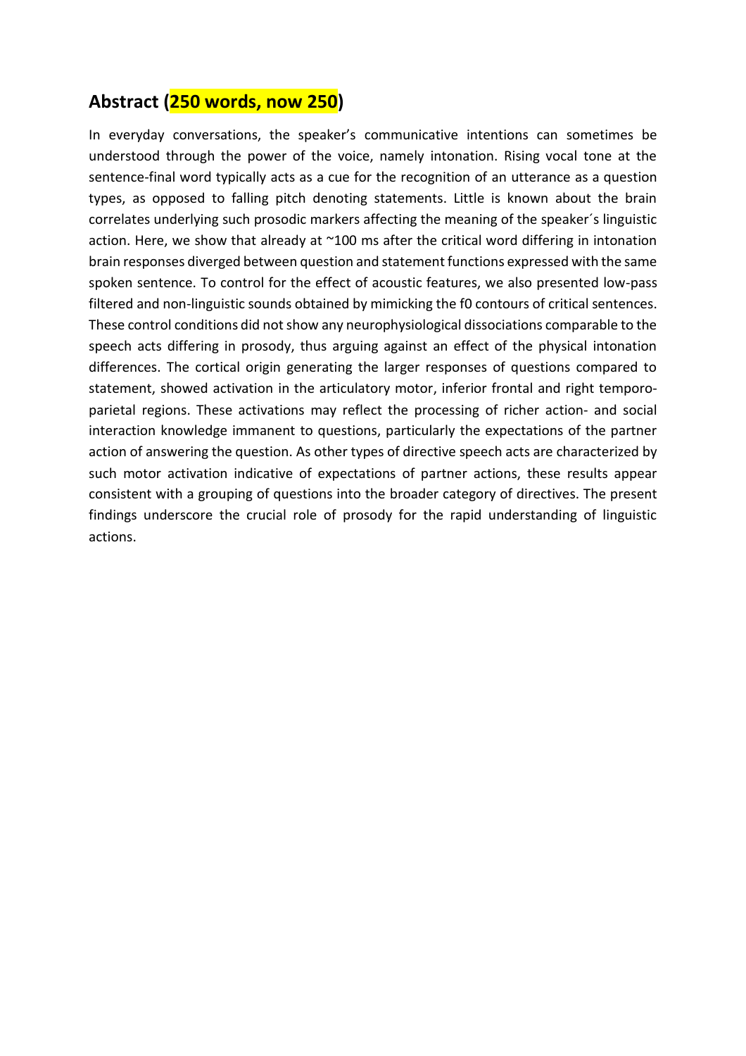## Abstract (250 words, now 250)

In everyday conversations, the speaker's communicative intentions can sometimes be understood through the power of the voice, namely intonation. Rising vocal tone at the sentence-final word typically acts as a cue for the recognition of an utterance as a question types, as opposed to falling pitch denoting statements. Little is known about the brain correlates underlying such prosodic markers affecting the meaning of the speaker´s linguistic action. Here, we show that already at ~100 ms after the critical word differing in intonation brain responses diverged between question and statement functions expressed with the same spoken sentence. To control for the effect of acoustic features, we also presented low-pass filtered and non-linguistic sounds obtained by mimicking the f0 contours of critical sentences. These control conditions did not show any neurophysiological dissociations comparable to the speech acts differing in prosody, thus arguing against an effect of the physical intonation differences. The cortical origin generating the larger responses of questions compared to statement, showed activation in the articulatory motor, inferior frontal and right temporo-parietal regions. These activations may reflect the processing of richer action- and social interaction knowledge immanent to questions, particularly the expectations of the partner action of answering the question. As other types of directive speech acts are characterized by such motor activation indicative of expectations of partner actions, these results appear consistent with a grouping of questions into the broader category of directives. The present findings underscore the crucial role of prosody for the rapid understanding of linguistic actions.